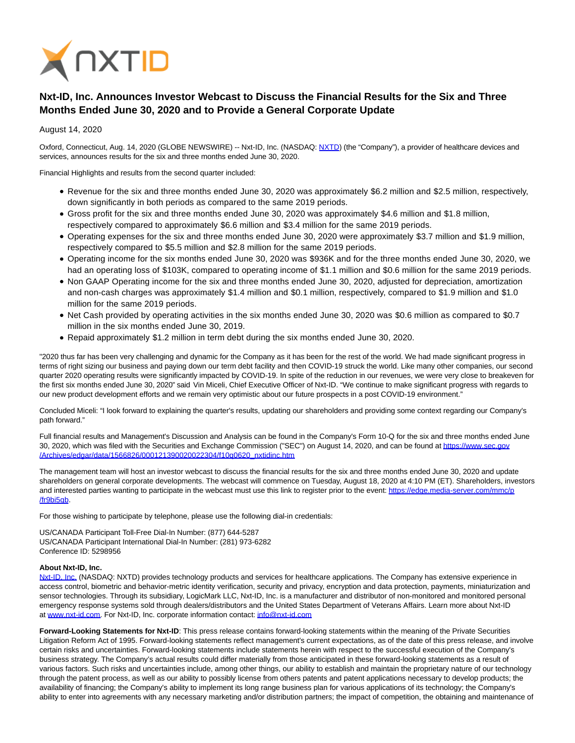# Nxt-ID, Inc. Announces Investor Webcast to Discuss the Financial Results for the Six and Three Months Ended June 30, 2020 and to Provide a General Corporate Update

August 14, 2020

Oxford, Connecticut, Aug. 14, 2020 (GLOBE NEWSWIRE) -- Nxt-ID, Inc. (NASDAQ: NXTD) (the "Company"), a provider of healthcare devices and services, announces results for the six and three months ended June 30, 2020.

Financial Highlights and results from the second quarter included:

- Revenue for the six and three months ended June 30, 2020 was approximately $6.2 million and $2.5 million, respectively, down significantly in both periods as compared to the same 2019 periods.
- Gross profit for the six and three months ended June 30, 2020 was approximately $4.6 million and $1.8 million, respectively compared to approximately $6.6 million and $3.4 million for the same 2019 periods.
- Operating expenses for the six and three months ended June 30, 2020 were approximately $3.7 million and $1.9 million, respectively compared to $5.5 million and $2.8 million for the same 2019 periods.
- Operating income for the six months ended June 30, 2020 was $936K and for the three months ended June 30, 2020, we had an operating loss of $103K, compared to operating income of $1.1 million and $0.6 million for the same 2019 periods.
- Non GAAP Operating income for the six and three months ended June 30, 2020, adjusted for depreciation, amortization and non-cash charges was approximately $1.4 million and $0.1 million, respectively, compared to $1.9 million and $1.0 million for the same 2019 periods.
- Net Cash provided by operating activities in the six months ended June 30, 2020 was $0.6 million as compared to $0.7 million in the six months ended June 30, 2019.
- Repaid approximately $1.2 million in term debt during the six months ended June 30, 2020.

"2020 thus far has been very challenging and dynamic for the Company as it has been for the rest of the world. We had made significant progress in terms of right sizing our business and paying down our term debt facility and then COVID-19 struck the world. Like many other companies, our second quarter 2020 operating results were significantly impacted by COVID-19. In spite of the reduction in our revenues, we were very close to breakeven for the first six months ended June 30, 2020" said Vin Miceli, Chief Executive Officer of Nxt-ID. "We continue to make significant progress with regards to our new product development efforts and we remain very optimistic about our future prospects in a post COVID-19 environment."

Concluded Miceli: "I look forward to explaining the quarter's results, updating our shareholders and providing some context regarding our Company's path forward."

Full financial results and Management's Discussion and Analysis can be found in the Company's Form 10-Q for the six and three months ended June 30, 2020, which was filed with the Securities and Exchange Commission ("SEC") on August 14, 2020, and can be found at https://www.sec.gov/Archives/edgar/data/1566826/000121390020022304/f10q0620_nxtidinc.htm

The management team will host an investor webcast to discuss the financial results for the six and three months ended June 30, 2020 and update shareholders on general corporate developments. The webcast will commence on Tuesday, August 18, 2020 at 4:10 PM (ET). Shareholders, investors and interested parties wanting to participate in the webcast must use this link to register prior to the event: https://edge.media-server.com/mmc/p/fr9bi5gb.

For those wishing to participate by telephone, please use the following dial-in credentials:

US/CANADA Participant Toll-Free Dial-In Number: (877) 644-5287
US/CANADA Participant International Dial-In Number: (281) 973-6282
Conference ID: 5298956

**About Nxt-ID, Inc.**
Nxt-ID, Inc. (NASDAQ: NXTD) provides technology products and services for healthcare applications. The Company has extensive experience in access control, biometric and behavior-metric identity verification, security and privacy, encryption and data protection, payments, miniaturization and sensor technologies. Through its subsidiary, LogicMark LLC, Nxt-ID, Inc. is a manufacturer and distributor of non-monitored and monitored personal emergency response systems sold through dealers/distributors and the United States Department of Veterans Affairs. Learn more about Nxt-ID at www.nxt-id.com. For Nxt-ID, Inc. corporate information contact: info@nxt-id.com

**Forward-Looking Statements for Nxt-ID**: This press release contains forward-looking statements within the meaning of the Private Securities Litigation Reform Act of 1995. Forward-looking statements reflect management's current expectations, as of the date of this press release, and involve certain risks and uncertainties. Forward-looking statements include statements herein with respect to the successful execution of the Company's business strategy. The Company's actual results could differ materially from those anticipated in these forward-looking statements as a result of various factors. Such risks and uncertainties include, among other things, our ability to establish and maintain the proprietary nature of our technology through the patent process, as well as our ability to possibly license from others patents and patent applications necessary to develop products; the availability of financing; the Company's ability to implement its long range business plan for various applications of its technology; the Company's ability to enter into agreements with any necessary marketing and/or distribution partners; the impact of competition, the obtaining and maintenance of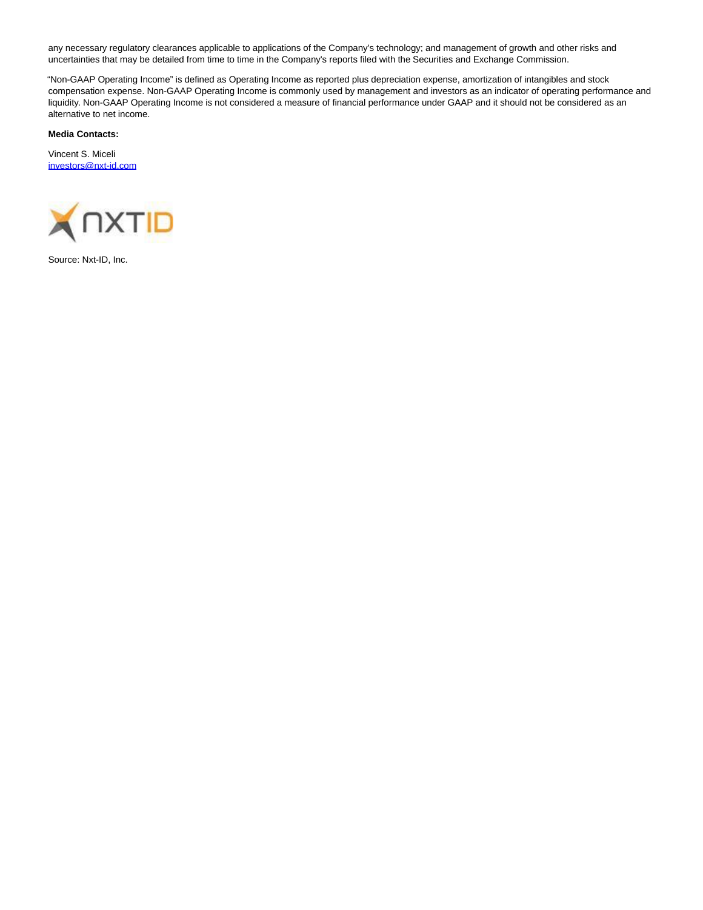any necessary regulatory clearances applicable to applications of the Company's technology; and management of growth and other risks and uncertainties that may be detailed from time to time in the Company's reports filed with the Securities and Exchange Commission.

"Non-GAAP Operating Income" is defined as Operating Income as reported plus depreciation expense, amortization of intangibles and stock compensation expense. Non-GAAP Operating Income is commonly used by management and investors as an indicator of operating performance and liquidity. Non-GAAP Operating Income is not considered a measure of financial performance under GAAP and it should not be considered as an alternative to net income.

**Media Contacts:**

Vincent S. Miceli
investors@nxt-id.com

Source: Nxt-ID, Inc.